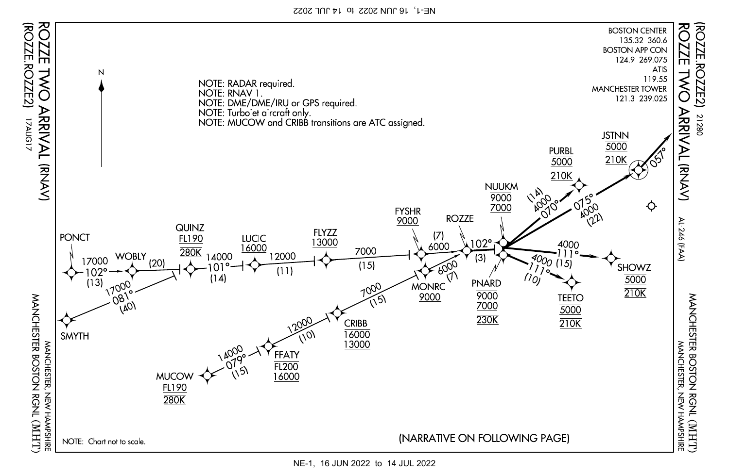# ROZZE TWO ARRIVAL (RNAV)

(ROZZE.ROZZE2) 17AUG17

MANCHESTER, NEW HAMPSHIRE
MANCHESTER BOSTON RGNL (MHT)

AL-246 (FAA) 21280

BOSTON CENTER
135.32 360.6
BOSTON APP CON
124.9 269.075
ATIS
119.55
MANCHESTER TOWER
121.3 239.025

NOTE: RADAR required.
NOTE: RNAV 1.
NOTE: DME/DME/IRU or GPS required.
NOTE: Turbojet aircraft only.
NOTE: MUCOW and CRIBB transitions are ATC assigned.

N

PONCT 17000 102° (13) WOBLY (20) QUINZ FL190 280K 14000 101° (14) LUCIC 16000 12000 (11) FLYZZ 13000 7000 (15) FYSHR 9000 6000 (7) ROZZE 102° (3)

SMYTH 17000 081° (40)

MUCOW FL190 280K 14000 079° (15) FFATY FL200 16000 12000 (10) CRIBB 16000 13000 7000 (15) MONRC 9000 6000 (7)

NUUKM 9000 7000

PNARD 9000 7000 230K

(14) 4000 070° PURBL 5000 210K

075° 4000 (22) JSTNN 5000 210K 057°

4000 111° (15) SHOWZ 5000 210K

4000 111° (10) TEETO 5000 210K

NOTE: Chart not to scale.

(NARRATIVE ON FOLLOWING PAGE)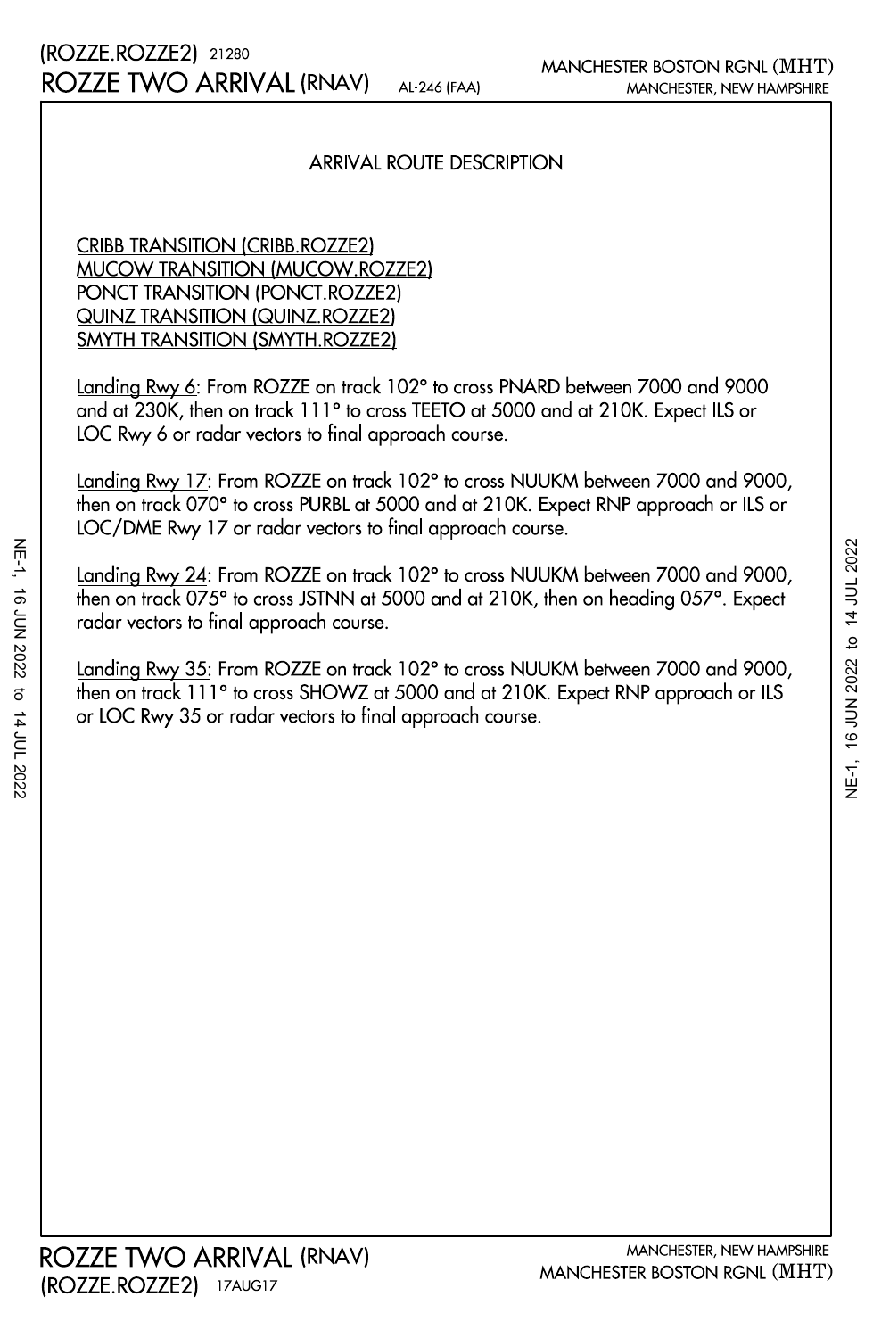# (ROZZE.ROZZE2) 21280
# ROZZE TWO ARRIVAL (RNAV) AL-246 (FAA)

MANCHESTER BOSTON RGNL (MHT)
MANCHESTER, NEW HAMPSHIRE

## ARRIVAL ROUTE DESCRIPTION

CRIBB TRANSITION (CRIBB.ROZZE2)
MUCOW TRANSITION (MUCOW.ROZZE2)
PONCT TRANSITION (PONCT.ROZZE2)
QUINZ TRANSITION (QUINZ.ROZZE2)
SMYTH TRANSITION (SMYTH.ROZZE2)

Landing Rwy 6: From ROZZE on track 102° to cross PNARD between 7000 and 9000 and at 230K, then on track 111° to cross TEETO at 5000 and at 210K. Expect ILS or LOC Rwy 6 or radar vectors to final approach course.

Landing Rwy 17: From ROZZE on track 102° to cross NUUKM between 7000 and 9000, then on track 070° to cross PURBL at 5000 and at 210K. Expect RNP approach or ILS or LOC/DME Rwy 17 or radar vectors to final approach course.

Landing Rwy 24: From ROZZE on track 102° to cross NUUKM between 7000 and 9000, then on track 075° to cross JSTNN at 5000 and at 210K, then on heading 057°. Expect radar vectors to final approach course.

Landing Rwy 35: From ROZZE on track 102° to cross NUUKM between 7000 and 9000, then on track 111° to cross SHOWZ at 5000 and at 210K. Expect RNP approach or ILS or LOC Rwy 35 or radar vectors to final approach course.

NE-1, 16 JUN 2022 to 14 JUL 2022

ROZZE TWO ARRIVAL (RNAV)
(ROZZE.ROZZE2) 17AUG17

MANCHESTER, NEW HAMPSHIRE
MANCHESTER BOSTON RGNL (MHT)